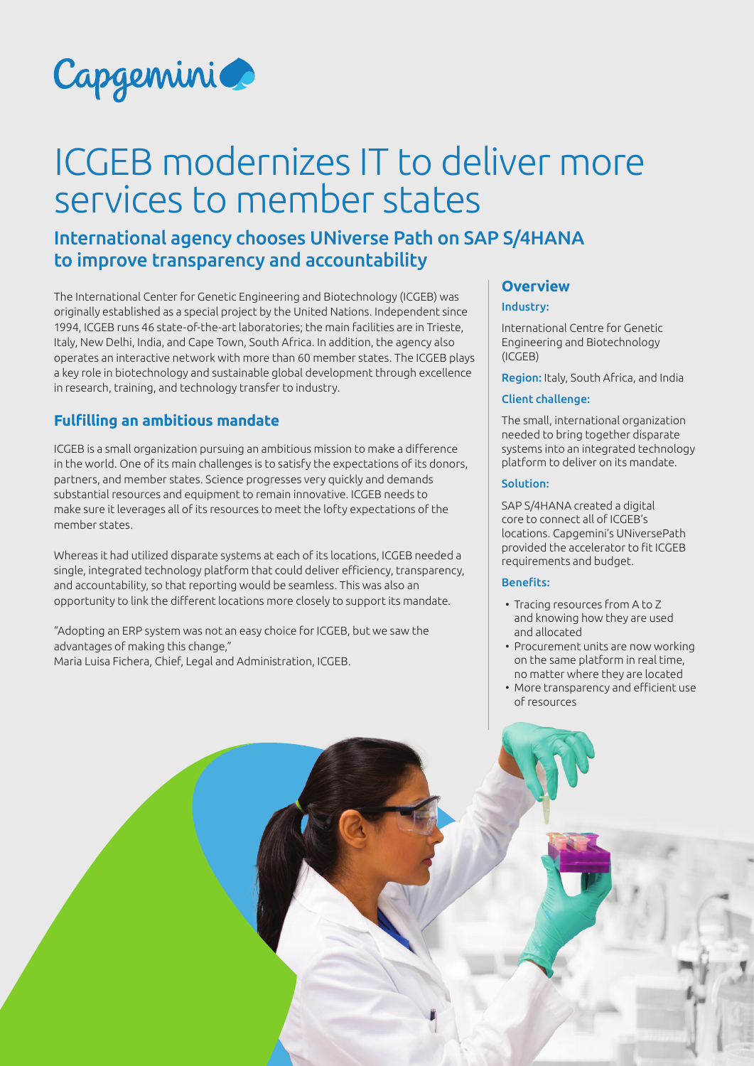Capgemini

# ICGEB modernizes IT to deliver more services to member states

## International agency chooses UNiverse Path on SAP S/4HANA to improve transparency and accountability

The International Center for Genetic Engineering and Biotechnology (ICGEB) was originally established as a special project by the United Nations. Independent since 1994, ICGEB runs 46 state-of-the-art laboratories; the main facilities are in Trieste, Italy, New Delhi, India, and Cape Town, South Africa. In addition, the agency also operates an interactive network with more than 60 member states. The ICGEB plays a key role in biotechnology and sustainable global development through excellence in research, training, and technology transfer to industry.

### Fulfilling an ambitious mandate

ICGEB is a small organization pursuing an ambitious mission to make a difference in the world. One of its main challenges is to satisfy the expectations of its donors, partners, and member states. Science progresses very quickly and demands substantial resources and equipment to remain innovative. ICGEB needs to make sure it leverages all of its resources to meet the lofty expectations of the member states.

Whereas it had utilized disparate systems at each of its locations, ICGEB needed a single, integrated technology platform that could deliver efficiency, transparency, and accountability, so that reporting would be seamless. This was also an opportunity to link the different locations more closely to support its mandate.

"Adopting an ERP system was not an easy choice for ICGEB, but we saw the advantages of making this change,"
Maria Luisa Fichera, Chief, Legal and Administration, ICGEB.

### Overview

**Industry:**

International Centre for Genetic Engineering and Biotechnology (ICGEB)

**Region:** Italy, South Africa, and India

**Client challenge:**

The small, international organization needed to bring together disparate systems into an integrated technology platform to deliver on its mandate.

**Solution:**

SAP S/4HANA created a digital core to connect all of ICGEB's locations. Capgemini's UNiversePath provided the accelerator to fit ICGEB requirements and budget.

**Benefits:**

- Tracing resources from A to Z and knowing how they are used and allocated
- Procurement units are now working on the same platform in real time, no matter where they are located
- More transparency and efficient use of resources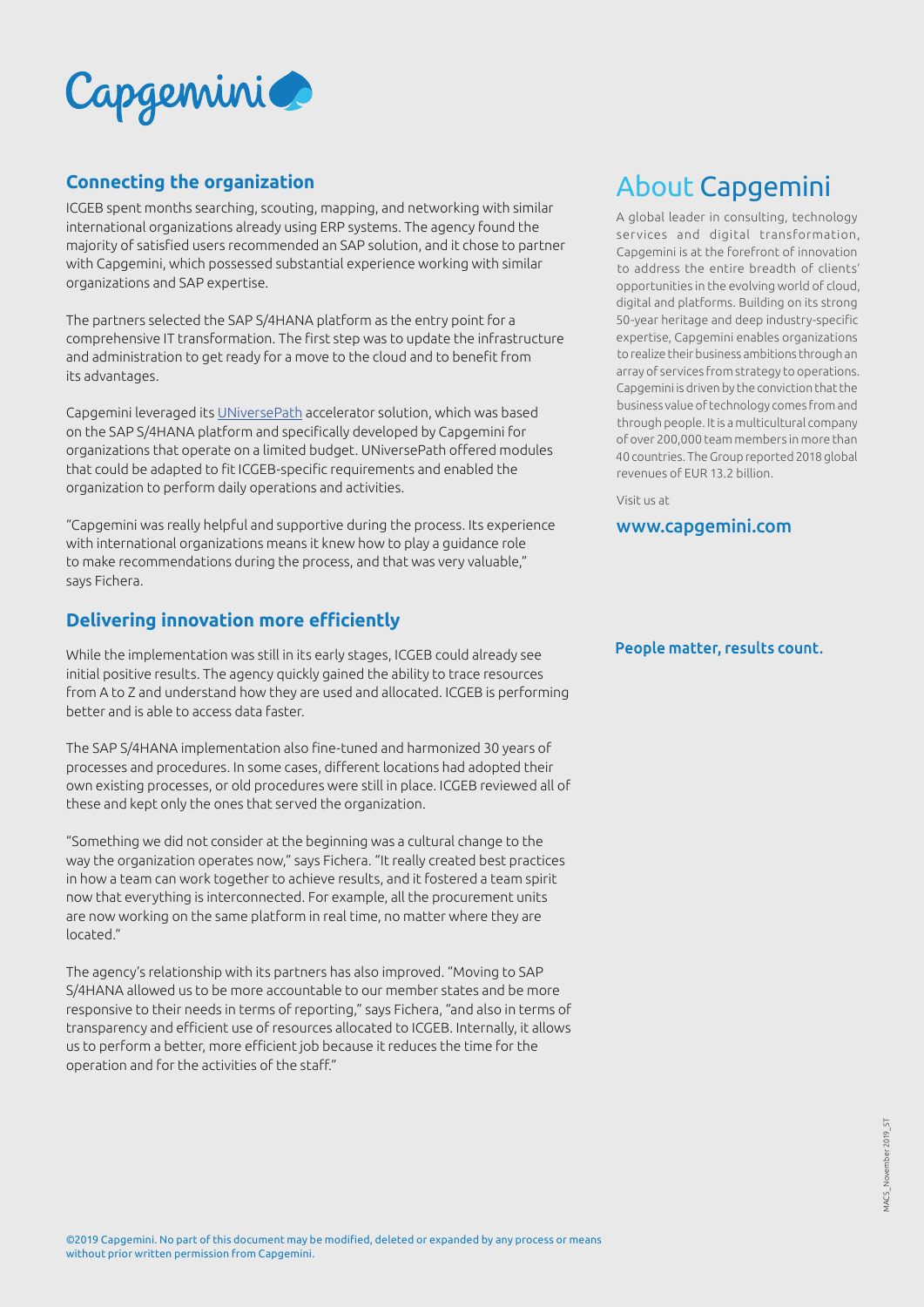## Connecting the organization

ICGEB spent months searching, scouting, mapping, and networking with similar international organizations already using ERP systems. The agency found the majority of satisfied users recommended an SAP solution, and it chose to partner with Capgemini, which possessed substantial experience working with similar organizations and SAP expertise.

The partners selected the SAP S/4HANA platform as the entry point for a comprehensive IT transformation. The first step was to update the infrastructure and administration to get ready for a move to the cloud and to benefit from its advantages.

Capgemini leveraged its UNiversePath accelerator solution, which was based on the SAP S/4HANA platform and specifically developed by Capgemini for organizations that operate on a limited budget. UNiversePath offered modules that could be adapted to fit ICGEB-specific requirements and enabled the organization to perform daily operations and activities.

"Capgemini was really helpful and supportive during the process. Its experience with international organizations means it knew how to play a guidance role to make recommendations during the process, and that was very valuable," says Fichera.

## Delivering innovation more efficiently

While the implementation was still in its early stages, ICGEB could already see initial positive results. The agency quickly gained the ability to trace resources from A to Z and understand how they are used and allocated. ICGEB is performing better and is able to access data faster.

The SAP S/4HANA implementation also fine-tuned and harmonized 30 years of processes and procedures. In some cases, different locations had adopted their own existing processes, or old procedures were still in place. ICGEB reviewed all of these and kept only the ones that served the organization.

"Something we did not consider at the beginning was a cultural change to the way the organization operates now," says Fichera. "It really created best practices in how a team can work together to achieve results, and it fostered a team spirit now that everything is interconnected. For example, all the procurement units are now working on the same platform in real time, no matter where they are located."

The agency's relationship with its partners has also improved. "Moving to SAP S/4HANA allowed us to be more accountable to our member states and be more responsive to their needs in terms of reporting," says Fichera, "and also in terms of transparency and efficient use of resources allocated to ICGEB. Internally, it allows us to perform a better, more efficient job because it reduces the time for the operation and for the activities of the staff."

# About Capgemini

A global leader in consulting, technology services and digital transformation, Capgemini is at the forefront of innovation to address the entire breadth of clients' opportunities in the evolving world of cloud, digital and platforms. Building on its strong 50-year heritage and deep industry-specific expertise, Capgemini enables organizations to realize their business ambitions through an array of services from strategy to operations. Capgemini is driven by the conviction that the business value of technology comes from and through people. It is a multicultural company of over 200,000 team members in more than 40 countries. The Group reported 2018 global revenues of EUR 13.2 billion.

Visit us at

**www.capgemini.com**

**People matter, results count.**

MACS_November 2019_ST

©2019 Capgemini. No part of this document may be modified, deleted or expanded by any process or means without prior written permission from Capgemini.